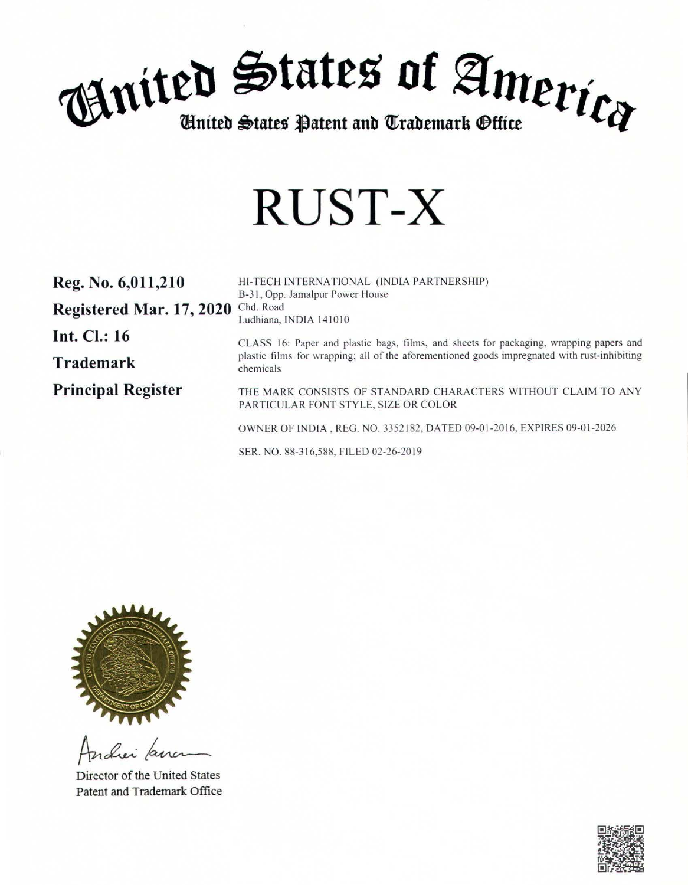# United States of America

## United States Patent and Trademark Office

# RUST-X

**Reg. No. 6,011,210**

**Registered Mar. 17, 2020**

**Int. Cl.: 16**

**Trademark**

**Principal Register**

HI-TECH INTERNATIONAL (INDIA PARTNERSHIP)
B-31, Opp. Jamalpur Power House
Chd. Road
Ludhiana, INDIA 141010

CLASS 16: Paper and plastic bags, films, and sheets for packaging, wrapping papers and plastic films for wrapping; all of the aforementioned goods impregnated with rust-inhibiting chemicals

THE MARK CONSISTS OF STANDARD CHARACTERS WITHOUT CLAIM TO ANY PARTICULAR FONT STYLE, SIZE OR COLOR

OWNER OF INDIA , REG. NO. 3352182, DATED 09-01-2016, EXPIRES 09-01-2026

SER. NO. 88-316,588, FILED 02-26-2019

Director of the United States
Patent and Trademark Office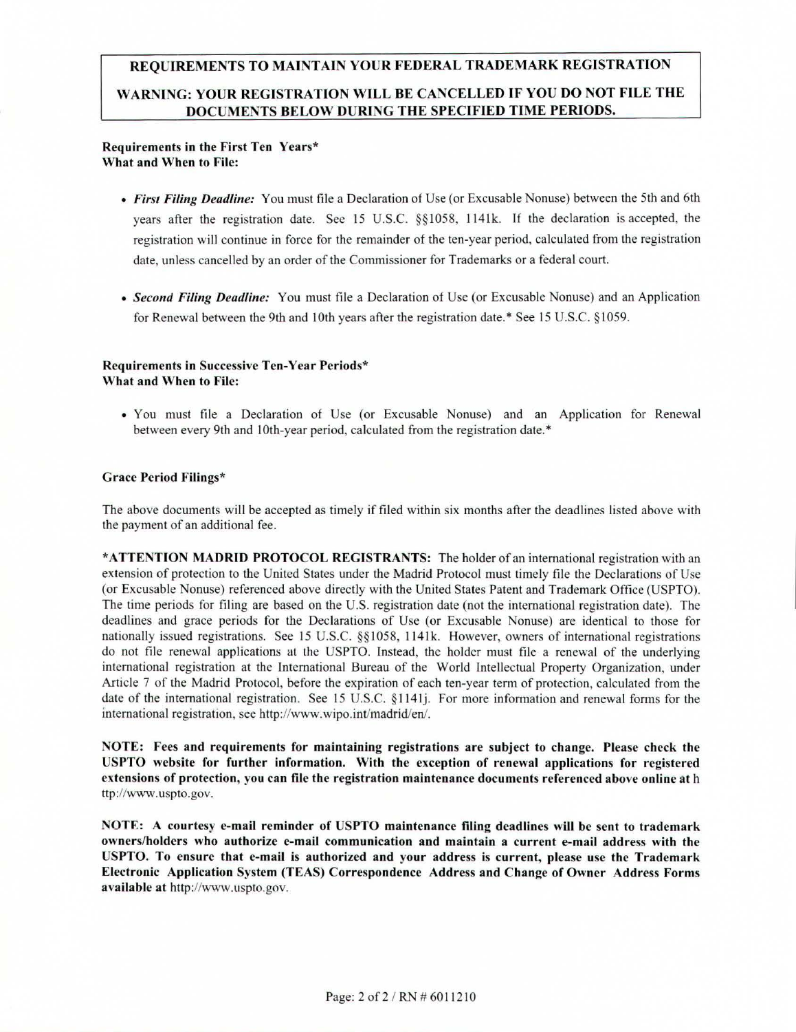## REQUIREMENTS TO MAINTAIN YOUR FEDERAL TRADEMARK REGISTRATION

## WARNING: YOUR REGISTRATION WILL BE CANCELLED IF YOU DO NOT FILE THE DOCUMENTS BELOW DURING THE SPECIFIED TIME PERIODS.

**Requirements in the First Ten Years***
**What and When to File:**

- ***First Filing Deadline:*** You must file a Declaration of Use (or Excusable Nonuse) between the 5th and 6th years after the registration date. See 15 U.S.C. §§1058, 1141k. If the declaration is accepted, the registration will continue in force for the remainder of the ten-year period, calculated from the registration date, unless cancelled by an order of the Commissioner for Trademarks or a federal court.

- ***Second Filing Deadline:*** You must file a Declaration of Use (or Excusable Nonuse) and an Application for Renewal between the 9th and 10th years after the registration date.* See 15 U.S.C. §1059.

**Requirements in Successive Ten-Year Periods***
**What and When to File:**

- You must file a Declaration of Use (or Excusable Nonuse) and an Application for Renewal between every 9th and 10th-year period, calculated from the registration date.*

**Grace Period Filings***

The above documents will be accepted as timely if filed within six months after the deadlines listed above with the payment of an additional fee.

***ATTENTION MADRID PROTOCOL REGISTRANTS:** The holder of an international registration with an extension of protection to the United States under the Madrid Protocol must timely file the Declarations of Use (or Excusable Nonuse) referenced above directly with the United States Patent and Trademark Office (USPTO). The time periods for filing are based on the U.S. registration date (not the international registration date). The deadlines and grace periods for the Declarations of Use (or Excusable Nonuse) are identical to those for nationally issued registrations. See 15 U.S.C. §§1058, 1141k. However, owners of international registrations do not file renewal applications at the USPTO. Instead, the holder must file a renewal of the underlying international registration at the International Bureau of the World Intellectual Property Organization, under Article 7 of the Madrid Protocol, before the expiration of each ten-year term of protection, calculated from the date of the international registration. See 15 U.S.C. §1141j. For more information and renewal forms for the international registration, see http://www.wipo.int/madrid/en/.

**NOTE: Fees and requirements for maintaining registrations are subject to change. Please check the USPTO website for further information. With the exception of renewal applications for registered extensions of protection, you can file the registration maintenance documents referenced above online at** http://www.uspto.gov.

**NOTE: A courtesy e-mail reminder of USPTO maintenance filing deadlines will be sent to trademark owners/holders who authorize e-mail communication and maintain a current e-mail address with the USPTO. To ensure that e-mail is authorized and your address is current, please use the Trademark Electronic Application System (TEAS) Correspondence Address and Change of Owner Address Forms available at** http://www.uspto.gov.